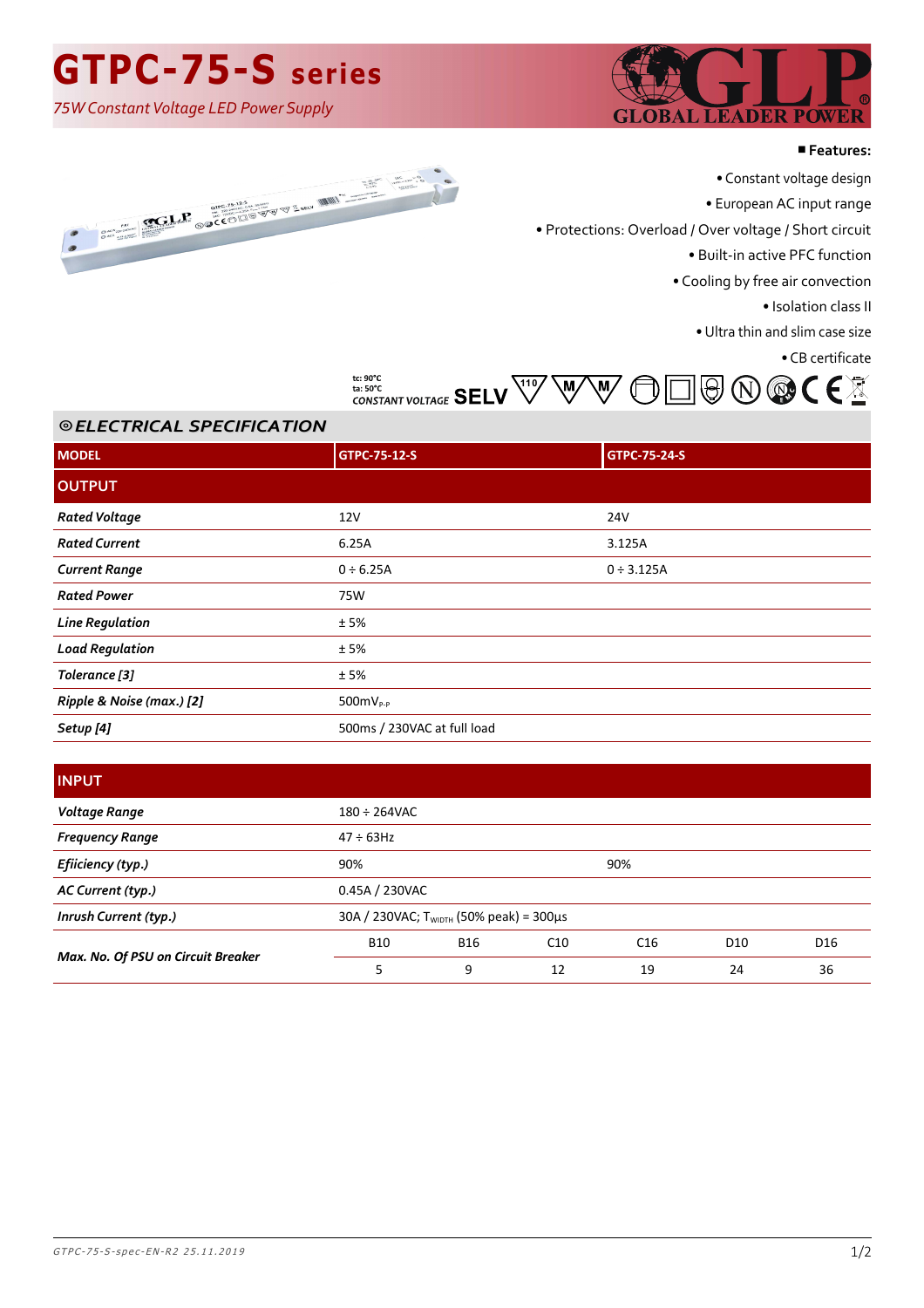# GTPC-75-S series

*75W Constant Voltage LED Power Supply*

GLOBAL LEADER POWER

**Features:**

- Constant voltage design
- European AC input range
- Protections: Overload / Over voltage / Short circuit
- Built-in active PFC function
- Cooling by free air convection
- Isolation class II
- Ultra thin and slim case size
- CB certificate

tc: 90°C
ta: 50°C
CONSTANT VOLTAGE SELV

## ELECTRICAL SPECIFICATION

| MODEL | GTPC-75-12-S | | | GTPC-75-24-S | | |
|---|---|---|---|---|---|---|
| **OUTPUT** | | | | | | |
| *Rated Voltage* | 12V | | | 24V | | |
| *Rated Current* | 6.25A | | | 3.125A | | |
| *Current Range* | 0 ÷ 6.25A | | | 0 ÷ 3.125A | | |
| *Rated Power* | 75W | | | | | |
| *Line Regulation* | ± 5% | | | | | |
| *Load Regulation* | ± 5% | | | | | |
| *Tolerance [3]* | ± 5% | | | | | |
| *Ripple & Noise (max.) [2]* | 500mV$_{P-P}$ | | | | | |
| *Setup [4]* | 500ms / 230VAC at full load | | | | | |
| **INPUT** | | | | | | |
| *Voltage Range* | 180 ÷ 264VAC | | | | | |
| *Frequency Range* | 47 ÷ 63Hz | | | | | |
| *Efiiciency (typ.)* | 90% | | | 90% | | |
| *AC Current (typ.)* | 0.45A / 230VAC | | | | | |
| *Inrush Current (typ.)* | 30A / 230VAC; $T_{WIDTH}$ (50% peak) = 300µs | | | | | |
| *Max. No. Of PSU on Circuit Breaker* | B10 | B16 | C10 | C16 | D10 | D16 |
| | 5 | 9 | 12 | 19 | 24 | 36 |

GTPC-75-S-spec-EN-R2 25.11.2019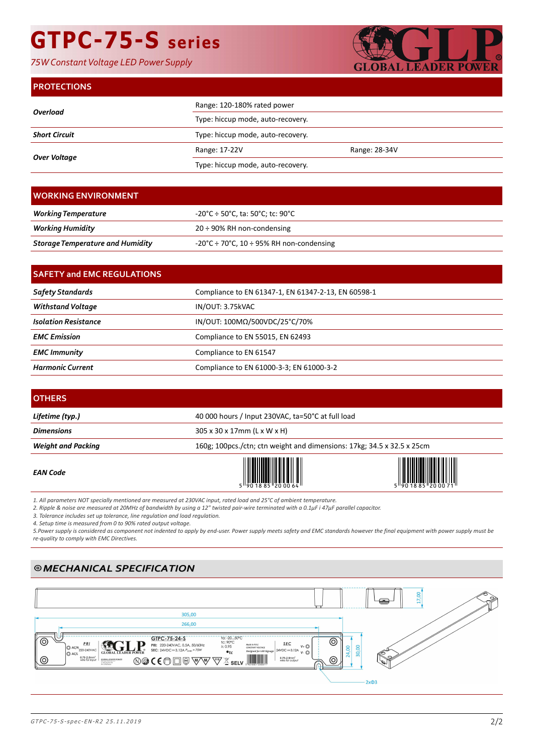# GTPC-75-S series

*75W Constant Voltage LED Power Supply*

GLOBAL LEADER POWER

## PROTECTIONS

| | | |
|---|---|---|
| ***Overload*** | Range: 120-180% rated power | |
| | Type: hiccup mode, auto-recovery. | |
| ***Short Circuit*** | Type: hiccup mode, auto-recovery. | |
| ***Over Voltage*** | Range: 17-22V | Range: 28-34V |
| | Type: hiccup mode, auto-recovery. | |

## WORKING ENVIRONMENT

| | |
|---|---|
| ***Working Temperature*** | -20°C ÷ 50°C, ta: 50°C; tc: 90°C |
| ***Working Humidity*** | 20 ÷ 90% RH non-condensing |
| ***Storage Temperature and Humidity*** | -20°C ÷ 70°C, 10 ÷ 95% RH non-condensing |

## SAFETY and EMC REGULATIONS

| | |
|---|---|
| ***Safety Standards*** | Compliance to EN 61347-1, EN 61347-2-13, EN 60598-1 |
| ***Withstand Voltage*** | IN/OUT: 3.75kVAC |
| ***Isolation Resistance*** | IN/OUT: 100MΩ/500VDC/25°C/70% |
| ***EMC Emission*** | Compliance to EN 55015, EN 62493 |
| ***EMC Immunity*** | Compliance to EN 61547 |
| ***Harmonic Current*** | Compliance to EN 61000-3-3; EN 61000-3-2 |

## OTHERS

| | | |
|---|---|---|
| ***Lifetime (typ.)*** | 40 000 hours / Input 230VAC, ta=50°C at full load | |
| ***Dimensions*** | 305 x 30 x 17mm (L x W x H) | |
| ***Weight and Packing*** | 160g; 100pcs./ctn; ctn weight and dimensions: 17kg; 34.5 x 32.5 x 25cm | |
| ***EAN Code*** | 5 901885 200064 | 5 901885 200071 |

*1. All parameters NOT specially mentioned are measured at 230VAC input, rated load and 25°C of ambient temperature.*
*2. Ripple & noise are measured at 20MHz of bandwidth by using a 12" twisted pair-wire terminated with a 0.1µF i 47µF parallel capacitor.*
*3. Tolerance includes set up tolerance, line regulation and load regulation.*
*4. Setup time is measured from 0 to 90% rated output voltage.*
*5.Power supply is considered as component not indented to apply by end-user. Power supply meets safety and EMC standards however the final equipment with power supply must be re-quality to comply with EMC Directives.*

## MECHANICAL SPECIFICATION

305,00
266,00
24,00
30,00
17,00
2xΦ3

GTPC-75-24-S
PRI: 220-240VAC, 0.5A, 50/60Hz
SEC: 24VDC ⎓ 3.12A $P_{max}$ = 75W
ta: -20...50°C
tc: 90°C
λ: 0.95
PRI
AC/N
AC/L
220-240VAC
0.75-2.5mm² wire for input
SEC
24VDC ⎓ 3.12A
V+
V-
0.75-2.5mm² wire for output
SELV

GTPC-75-S-spec-EN-R2 25.11.2019